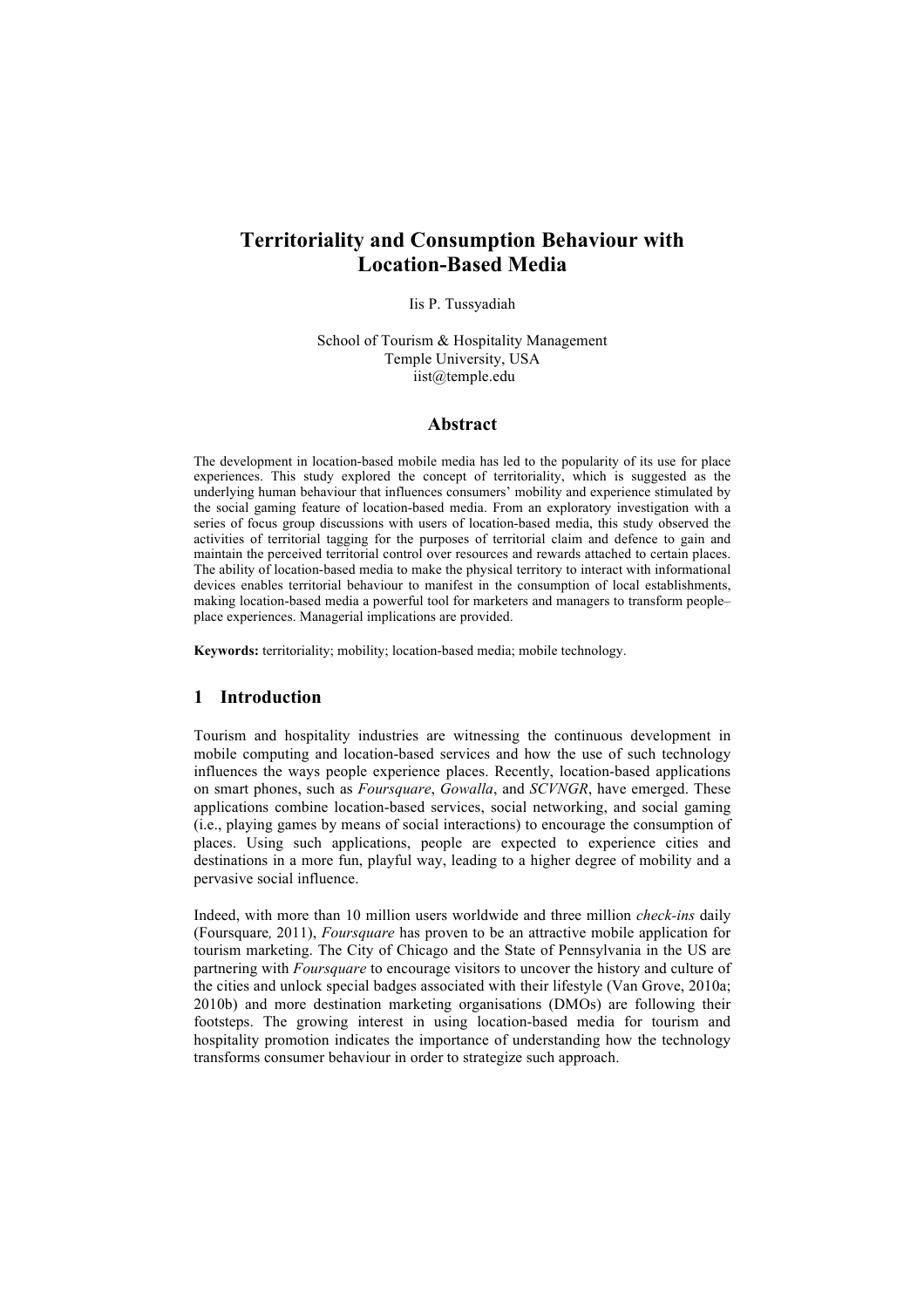# Territoriality and Consumption Behaviour with Location-Based Media

Iis P. Tussyadiah

School of Tourism & Hospitality Management
Temple University, USA
iist@temple.edu

## Abstract

The development in location-based mobile media has led to the popularity of its use for place experiences. This study explored the concept of territoriality, which is suggested as the underlying human behaviour that influences consumers' mobility and experience stimulated by the social gaming feature of location-based media. From an exploratory investigation with a series of focus group discussions with users of location-based media, this study observed the activities of territorial tagging for the purposes of territorial claim and defence to gain and maintain the perceived territorial control over resources and rewards attached to certain places. The ability of location-based media to make the physical territory to interact with informational devices enables territorial behaviour to manifest in the consumption of local establishments, making location-based media a powerful tool for marketers and managers to transform people–place experiences. Managerial implications are provided.

**Keywords:** territoriality; mobility; location-based media; mobile technology.

## 1 Introduction

Tourism and hospitality industries are witnessing the continuous development in mobile computing and location-based services and how the use of such technology influences the ways people experience places. Recently, location-based applications on smart phones, such as *Foursquare*, *Gowalla*, and *SCVNGR*, have emerged. These applications combine location-based services, social networking, and social gaming (i.e., playing games by means of social interactions) to encourage the consumption of places. Using such applications, people are expected to experience cities and destinations in a more fun, playful way, leading to a higher degree of mobility and a pervasive social influence.

Indeed, with more than 10 million users worldwide and three million *check-ins* daily (Foursquare, 2011), *Foursquare* has proven to be an attractive mobile application for tourism marketing. The City of Chicago and the State of Pennsylvania in the US are partnering with *Foursquare* to encourage visitors to uncover the history and culture of the cities and unlock special badges associated with their lifestyle (Van Grove, 2010a; 2010b) and more destination marketing organisations (DMOs) are following their footsteps. The growing interest in using location-based media for tourism and hospitality promotion indicates the importance of understanding how the technology transforms consumer behaviour in order to strategize such approach.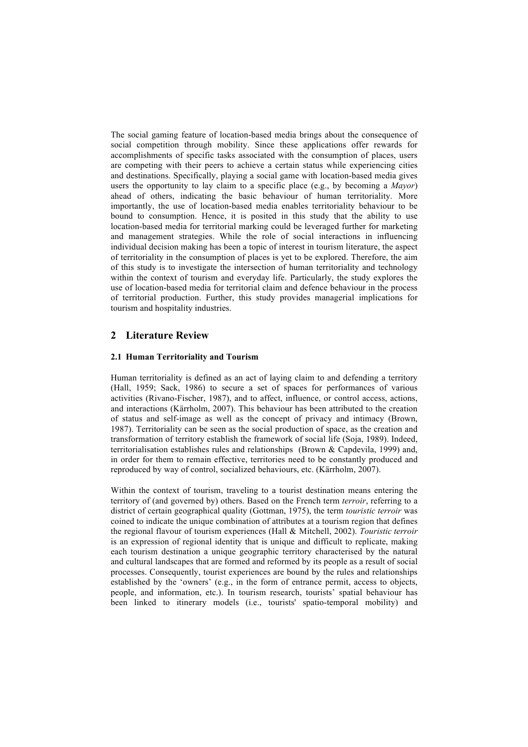The social gaming feature of location-based media brings about the consequence of social competition through mobility. Since these applications offer rewards for accomplishments of specific tasks associated with the consumption of places, users are competing with their peers to achieve a certain status while experiencing cities and destinations. Specifically, playing a social game with location-based media gives users the opportunity to lay claim to a specific place (e.g., by becoming a *Mayor*) ahead of others, indicating the basic behaviour of human territoriality. More importantly, the use of location-based media enables territoriality behaviour to be bound to consumption. Hence, it is posited in this study that the ability to use location-based media for territorial marking could be leveraged further for marketing and management strategies. While the role of social interactions in influencing individual decision making has been a topic of interest in tourism literature, the aspect of territoriality in the consumption of places is yet to be explored. Therefore, the aim of this study is to investigate the intersection of human territoriality and technology within the context of tourism and everyday life. Particularly, the study explores the use of location-based media for territorial claim and defence behaviour in the process of territorial production. Further, this study provides managerial implications for tourism and hospitality industries.

## 2 Literature Review

### 2.1 Human Territoriality and Tourism

Human territoriality is defined as an act of laying claim to and defending a territory (Hall, 1959; Sack, 1986) to secure a set of spaces for performances of various activities (Rivano-Fischer, 1987), and to affect, influence, or control access, actions, and interactions (Kärrholm, 2007). This behaviour has been attributed to the creation of status and self-image as well as the concept of privacy and intimacy (Brown, 1987). Territoriality can be seen as the social production of space, as the creation and transformation of territory establish the framework of social life (Soja, 1989). Indeed, territorialisation establishes rules and relationships (Brown & Capdevila, 1999) and, in order for them to remain effective, territories need to be constantly produced and reproduced by way of control, socialized behaviours, etc. (Kärrholm, 2007).

Within the context of tourism, traveling to a tourist destination means entering the territory of (and governed by) others. Based on the French term *terroir*, referring to a district of certain geographical quality (Gottman, 1975), the term *touristic terroir* was coined to indicate the unique combination of attributes at a tourism region that defines the regional flavour of tourism experiences (Hall & Mitchell, 2002). *Touristic terroir* is an expression of regional identity that is unique and difficult to replicate, making each tourism destination a unique geographic territory characterised by the natural and cultural landscapes that are formed and reformed by its people as a result of social processes. Consequently, tourist experiences are bound by the rules and relationships established by the 'owners' (e.g., in the form of entrance permit, access to objects, people, and information, etc.). In tourism research, tourists' spatial behaviour has been linked to itinerary models (i.e., tourists' spatio-temporal mobility) and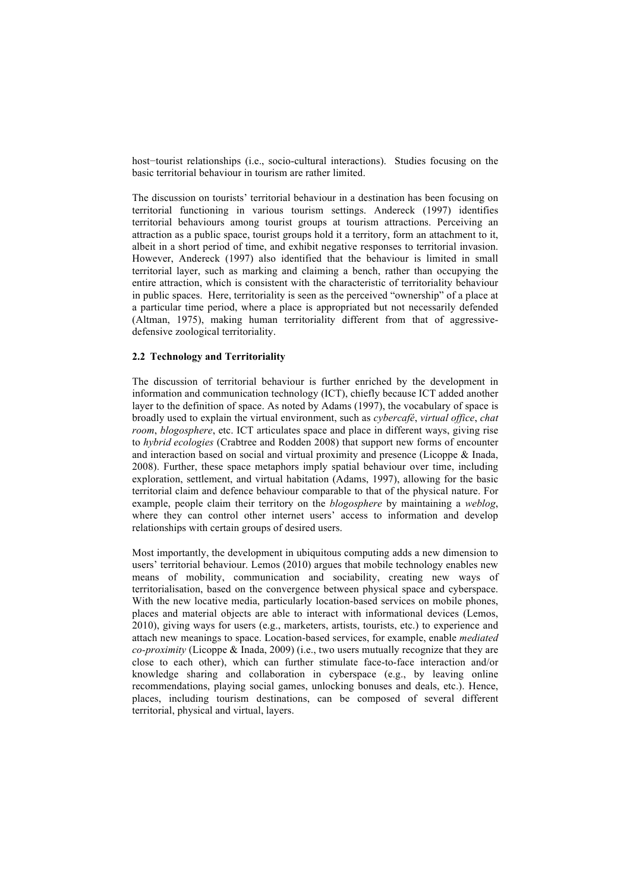host−tourist relationships (i.e., socio-cultural interactions). Studies focusing on the basic territorial behaviour in tourism are rather limited.

The discussion on tourists' territorial behaviour in a destination has been focusing on territorial functioning in various tourism settings. Andereck (1997) identifies territorial behaviours among tourist groups at tourism attractions. Perceiving an attraction as a public space, tourist groups hold it a territory, form an attachment to it, albeit in a short period of time, and exhibit negative responses to territorial invasion. However, Andereck (1997) also identified that the behaviour is limited in small territorial layer, such as marking and claiming a bench, rather than occupying the entire attraction, which is consistent with the characteristic of territoriality behaviour in public spaces. Here, territoriality is seen as the perceived "ownership" of a place at a particular time period, where a place is appropriated but not necessarily defended (Altman, 1975), making human territoriality different from that of aggressive-defensive zoological territoriality.

### 2.2 Technology and Territoriality

The discussion of territorial behaviour is further enriched by the development in information and communication technology (ICT), chiefly because ICT added another layer to the definition of space. As noted by Adams (1997), the vocabulary of space is broadly used to explain the virtual environment, such as *cybercafé*, *virtual office*, *chat room*, *blogosphere*, etc. ICT articulates space and place in different ways, giving rise to *hybrid ecologies* (Crabtree and Rodden 2008) that support new forms of encounter and interaction based on social and virtual proximity and presence (Licoppe & Inada, 2008). Further, these space metaphors imply spatial behaviour over time, including exploration, settlement, and virtual habitation (Adams, 1997), allowing for the basic territorial claim and defence behaviour comparable to that of the physical nature. For example, people claim their territory on the *blogosphere* by maintaining a *weblog*, where they can control other internet users' access to information and develop relationships with certain groups of desired users.

Most importantly, the development in ubiquitous computing adds a new dimension to users' territorial behaviour. Lemos (2010) argues that mobile technology enables new means of mobility, communication and sociability, creating new ways of territorialisation, based on the convergence between physical space and cyberspace. With the new locative media, particularly location-based services on mobile phones, places and material objects are able to interact with informational devices (Lemos, 2010), giving ways for users (e.g., marketers, artists, tourists, etc.) to experience and attach new meanings to space. Location-based services, for example, enable *mediated co-proximity* (Licoppe & Inada, 2009) (i.e., two users mutually recognize that they are close to each other), which can further stimulate face-to-face interaction and/or knowledge sharing and collaboration in cyberspace (e.g., by leaving online recommendations, playing social games, unlocking bonuses and deals, etc.). Hence, places, including tourism destinations, can be composed of several different territorial, physical and virtual, layers.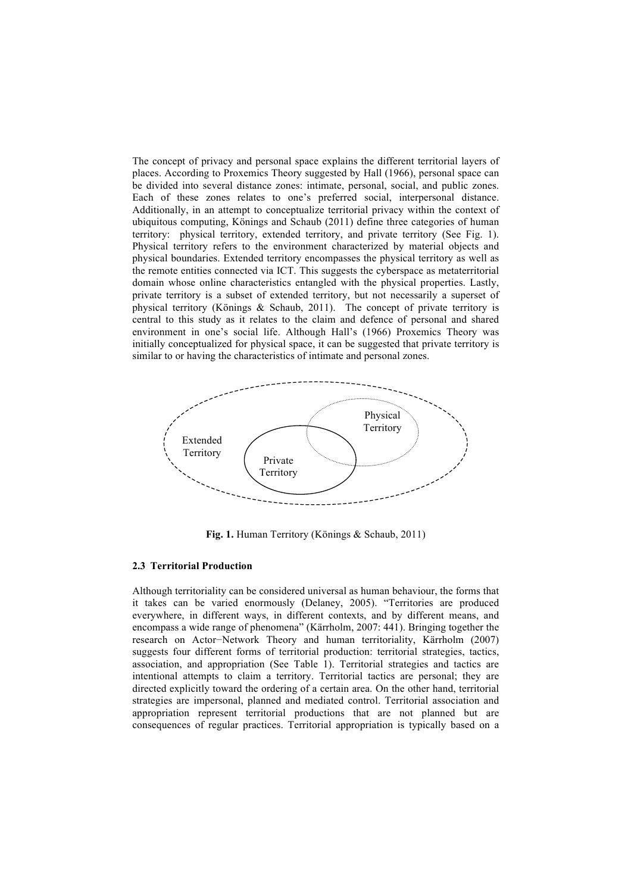The concept of privacy and personal space explains the different territorial layers of places. According to Proxemics Theory suggested by Hall (1966), personal space can be divided into several distance zones: intimate, personal, social, and public zones. Each of these zones relates to one's preferred social, interpersonal distance. Additionally, in an attempt to conceptualize territorial privacy within the context of ubiquitous computing, Könings and Schaub (2011) define three categories of human territory: physical territory, extended territory, and private territory (See Fig. 1). Physical territory refers to the environment characterized by material objects and physical boundaries. Extended territory encompasses the physical territory as well as the remote entities connected via ICT. This suggests the cyberspace as metaterritorial domain whose online characteristics entangled with the physical properties. Lastly, private territory is a subset of extended territory, but not necessarily a superset of physical territory (Könings & Schaub, 2011). The concept of private territory is central to this study as it relates to the claim and defence of personal and shared environment in one's social life. Although Hall's (1966) Proxemics Theory was initially conceptualized for physical space, it can be suggested that private territory is similar to or having the characteristics of intimate and personal zones.

Extended Territory

Physical Territory

Private Territory

**Fig. 1.** Human Territory (Könings & Schaub, 2011)

### 2.3 Territorial Production

Although territoriality can be considered universal as human behaviour, the forms that it takes can be varied enormously (Delaney, 2005). "Territories are produced everywhere, in different ways, in different contexts, and by different means, and encompass a wide range of phenomena" (Kärrholm, 2007: 441). Bringing together the research on Actor−Network Theory and human territoriality, Kärrholm (2007) suggests four different forms of territorial production: territorial strategies, tactics, association, and appropriation (See Table 1). Territorial strategies and tactics are intentional attempts to claim a territory. Territorial tactics are personal; they are directed explicitly toward the ordering of a certain area. On the other hand, territorial strategies are impersonal, planned and mediated control. Territorial association and appropriation represent territorial productions that are not planned but are consequences of regular practices. Territorial appropriation is typically based on a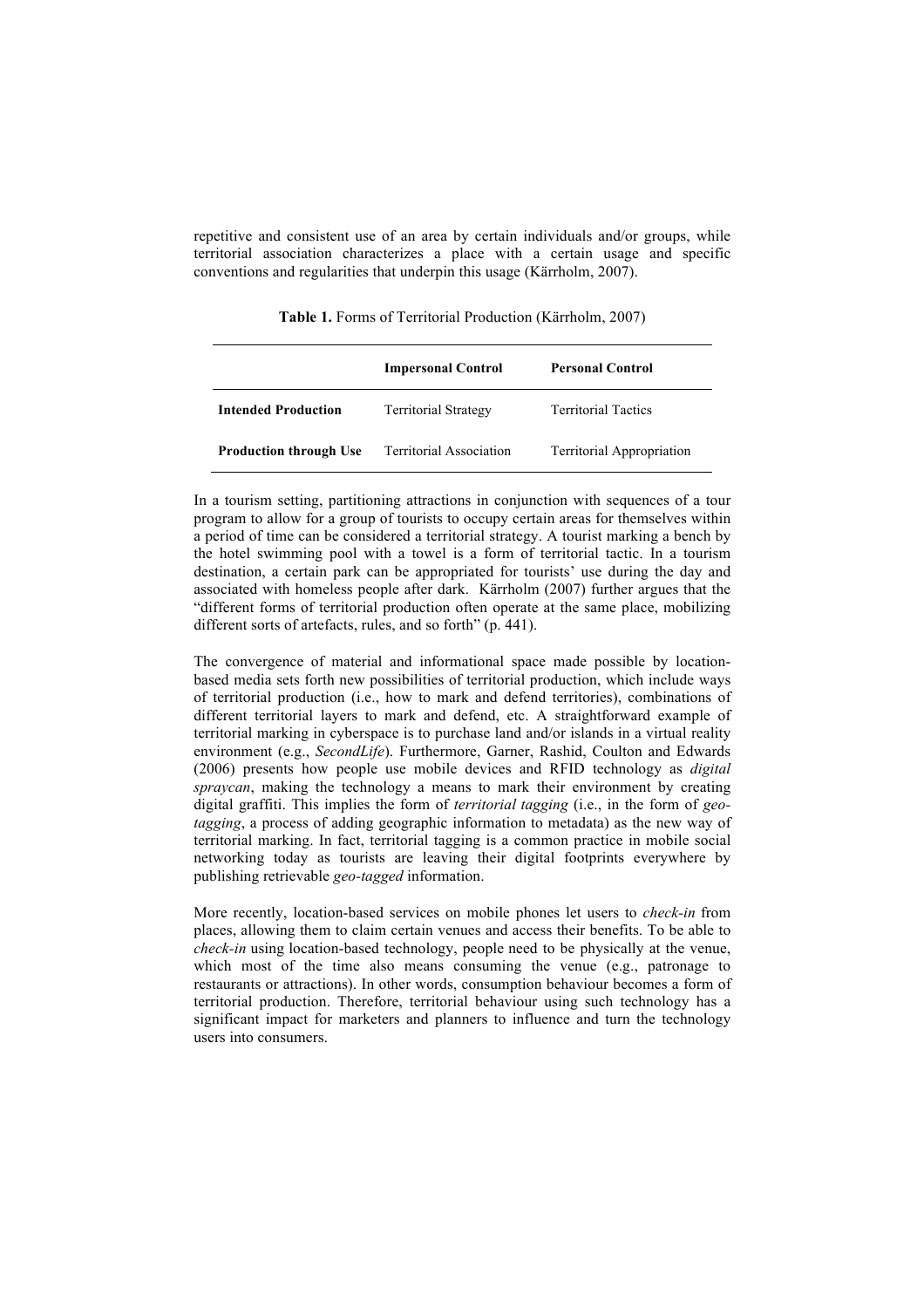repetitive and consistent use of an area by certain individuals and/or groups, while territorial association characterizes a place with a certain usage and specific conventions and regularities that underpin this usage (Kärrholm, 2007).

**Table 1.** Forms of Territorial Production (Kärrholm, 2007)

| | **Impersonal Control** | **Personal Control** |
|---|---|---|
| **Intended Production** | Territorial Strategy | Territorial Tactics |
| **Production through Use** | Territorial Association | Territorial Appropriation |

In a tourism setting, partitioning attractions in conjunction with sequences of a tour program to allow for a group of tourists to occupy certain areas for themselves within a period of time can be considered a territorial strategy. A tourist marking a bench by the hotel swimming pool with a towel is a form of territorial tactic. In a tourism destination, a certain park can be appropriated for tourists' use during the day and associated with homeless people after dark. Kärrholm (2007) further argues that the "different forms of territorial production often operate at the same place, mobilizing different sorts of artefacts, rules, and so forth" (p. 441).

The convergence of material and informational space made possible by location-based media sets forth new possibilities of territorial production, which include ways of territorial production (i.e., how to mark and defend territories), combinations of different territorial layers to mark and defend, etc. A straightforward example of territorial marking in cyberspace is to purchase land and/or islands in a virtual reality environment (e.g., *SecondLife*). Furthermore, Garner, Rashid, Coulton and Edwards (2006) presents how people use mobile devices and RFID technology as *digital spraycan*, making the technology a means to mark their environment by creating digital graffiti. This implies the form of *territorial tagging* (i.e., in the form of *geo-tagging*, a process of adding geographic information to metadata) as the new way of territorial marking. In fact, territorial tagging is a common practice in mobile social networking today as tourists are leaving their digital footprints everywhere by publishing retrievable *geo-tagged* information.

More recently, location-based services on mobile phones let users to *check-in* from places, allowing them to claim certain venues and access their benefits. To be able to *check-in* using location-based technology, people need to be physically at the venue, which most of the time also means consuming the venue (e.g., patronage to restaurants or attractions). In other words, consumption behaviour becomes a form of territorial production. Therefore, territorial behaviour using such technology has a significant impact for marketers and planners to influence and turn the technology users into consumers.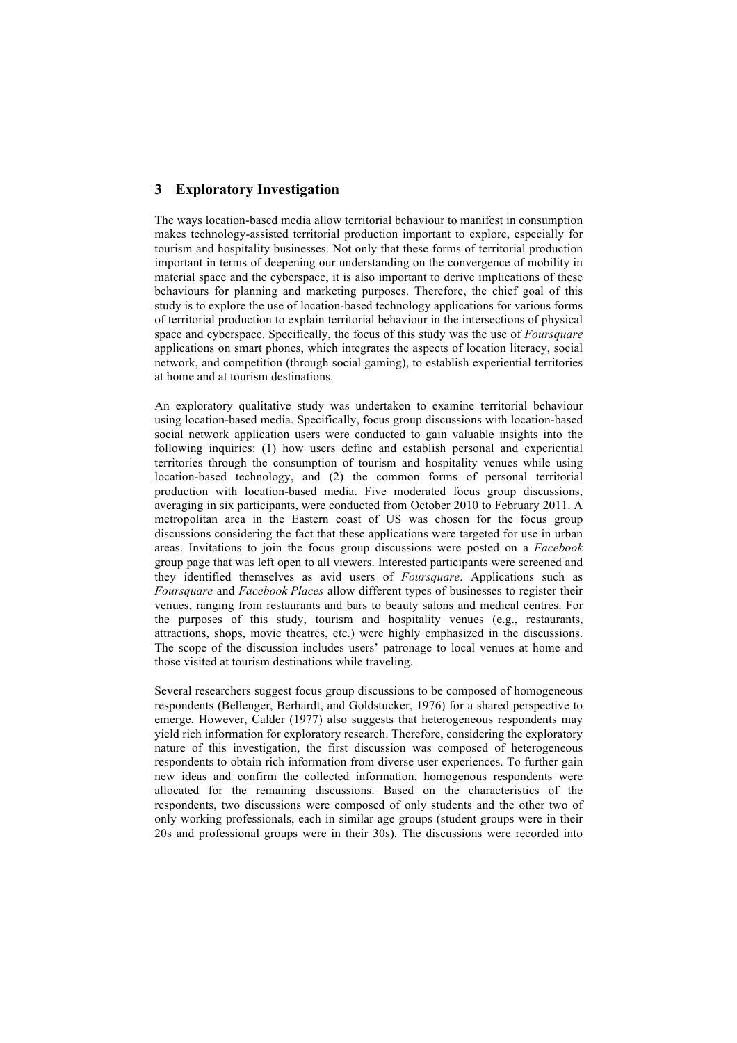## 3 Exploratory Investigation

The ways location-based media allow territorial behaviour to manifest in consumption makes technology-assisted territorial production important to explore, especially for tourism and hospitality businesses. Not only that these forms of territorial production important in terms of deepening our understanding on the convergence of mobility in material space and the cyberspace, it is also important to derive implications of these behaviours for planning and marketing purposes. Therefore, the chief goal of this study is to explore the use of location-based technology applications for various forms of territorial production to explain territorial behaviour in the intersections of physical space and cyberspace. Specifically, the focus of this study was the use of *Foursquare* applications on smart phones, which integrates the aspects of location literacy, social network, and competition (through social gaming), to establish experiential territories at home and at tourism destinations.

An exploratory qualitative study was undertaken to examine territorial behaviour using location-based media. Specifically, focus group discussions with location-based social network application users were conducted to gain valuable insights into the following inquiries: (1) how users define and establish personal and experiential territories through the consumption of tourism and hospitality venues while using location-based technology, and (2) the common forms of personal territorial production with location-based media. Five moderated focus group discussions, averaging in six participants, were conducted from October 2010 to February 2011. A metropolitan area in the Eastern coast of US was chosen for the focus group discussions considering the fact that these applications were targeted for use in urban areas. Invitations to join the focus group discussions were posted on a *Facebook* group page that was left open to all viewers. Interested participants were screened and they identified themselves as avid users of *Foursquare*. Applications such as *Foursquare* and *Facebook Places* allow different types of businesses to register their venues, ranging from restaurants and bars to beauty salons and medical centres. For the purposes of this study, tourism and hospitality venues (e.g., restaurants, attractions, shops, movie theatres, etc.) were highly emphasized in the discussions. The scope of the discussion includes users' patronage to local venues at home and those visited at tourism destinations while traveling.

Several researchers suggest focus group discussions to be composed of homogeneous respondents (Bellenger, Berhardt, and Goldstucker, 1976) for a shared perspective to emerge. However, Calder (1977) also suggests that heterogeneous respondents may yield rich information for exploratory research. Therefore, considering the exploratory nature of this investigation, the first discussion was composed of heterogeneous respondents to obtain rich information from diverse user experiences. To further gain new ideas and confirm the collected information, homogenous respondents were allocated for the remaining discussions. Based on the characteristics of the respondents, two discussions were composed of only students and the other two of only working professionals, each in similar age groups (student groups were in their 20s and professional groups were in their 30s). The discussions were recorded into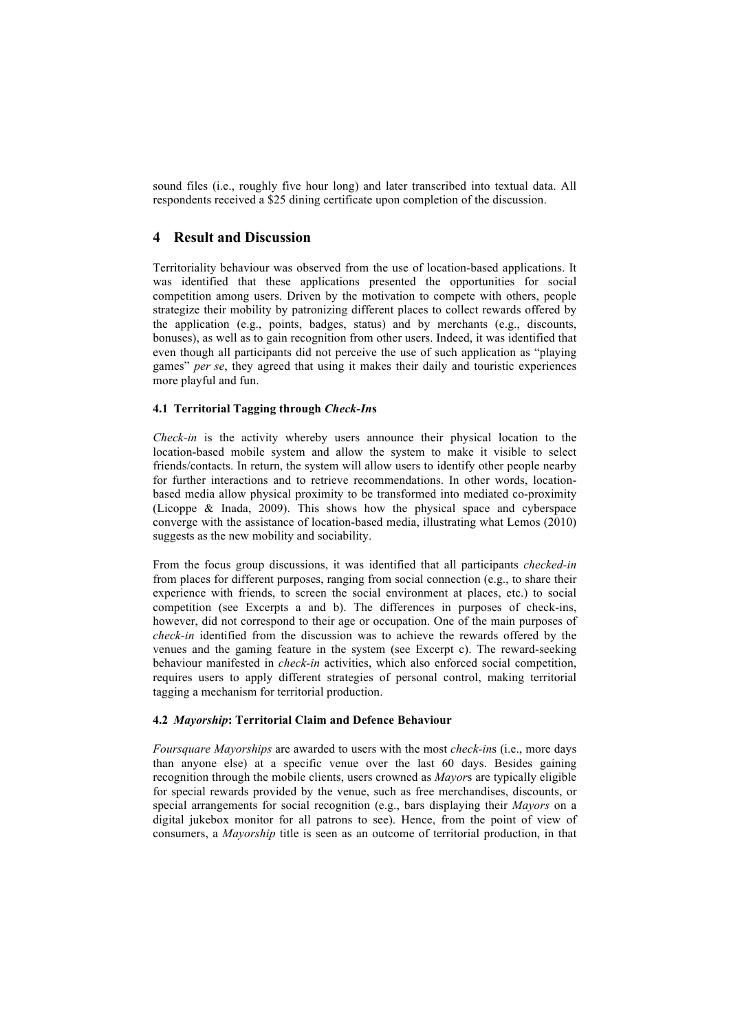sound files (i.e., roughly five hour long) and later transcribed into textual data. All respondents received a $25 dining certificate upon completion of the discussion.

## 4 Result and Discussion

Territoriality behaviour was observed from the use of location-based applications. It was identified that these applications presented the opportunities for social competition among users. Driven by the motivation to compete with others, people strategize their mobility by patronizing different places to collect rewards offered by the application (e.g., points, badges, status) and by merchants (e.g., discounts, bonuses), as well as to gain recognition from other users. Indeed, it was identified that even though all participants did not perceive the use of such application as "playing games" *per se*, they agreed that using it makes their daily and touristic experiences more playful and fun.

### 4.1 Territorial Tagging through *Check-In*s

*Check-in* is the activity whereby users announce their physical location to the location-based mobile system and allow the system to make it visible to select friends/contacts. In return, the system will allow users to identify other people nearby for further interactions and to retrieve recommendations. In other words, location-based media allow physical proximity to be transformed into mediated co-proximity (Licoppe & Inada, 2009). This shows how the physical space and cyberspace converge with the assistance of location-based media, illustrating what Lemos (2010) suggests as the new mobility and sociability.

From the focus group discussions, it was identified that all participants *checked-in* from places for different purposes, ranging from social connection (e.g., to share their experience with friends, to screen the social environment at places, etc.) to social competition (see Excerpts a and b). The differences in purposes of check-ins, however, did not correspond to their age or occupation. One of the main purposes of *check-in* identified from the discussion was to achieve the rewards offered by the venues and the gaming feature in the system (see Excerpt c). The reward-seeking behaviour manifested in *check-in* activities, which also enforced social competition, requires users to apply different strategies of personal control, making territorial tagging a mechanism for territorial production.

### 4.2 *Mayorship*: Territorial Claim and Defence Behaviour

*Foursquare Mayorships* are awarded to users with the most *check-in*s (i.e., more days than anyone else) at a specific venue over the last 60 days. Besides gaining recognition through the mobile clients, users crowned as *Mayor*s are typically eligible for special rewards provided by the venue, such as free merchandises, discounts, or special arrangements for social recognition (e.g., bars displaying their *Mayors* on a digital jukebox monitor for all patrons to see). Hence, from the point of view of consumers, a *Mayorship* title is seen as an outcome of territorial production, in that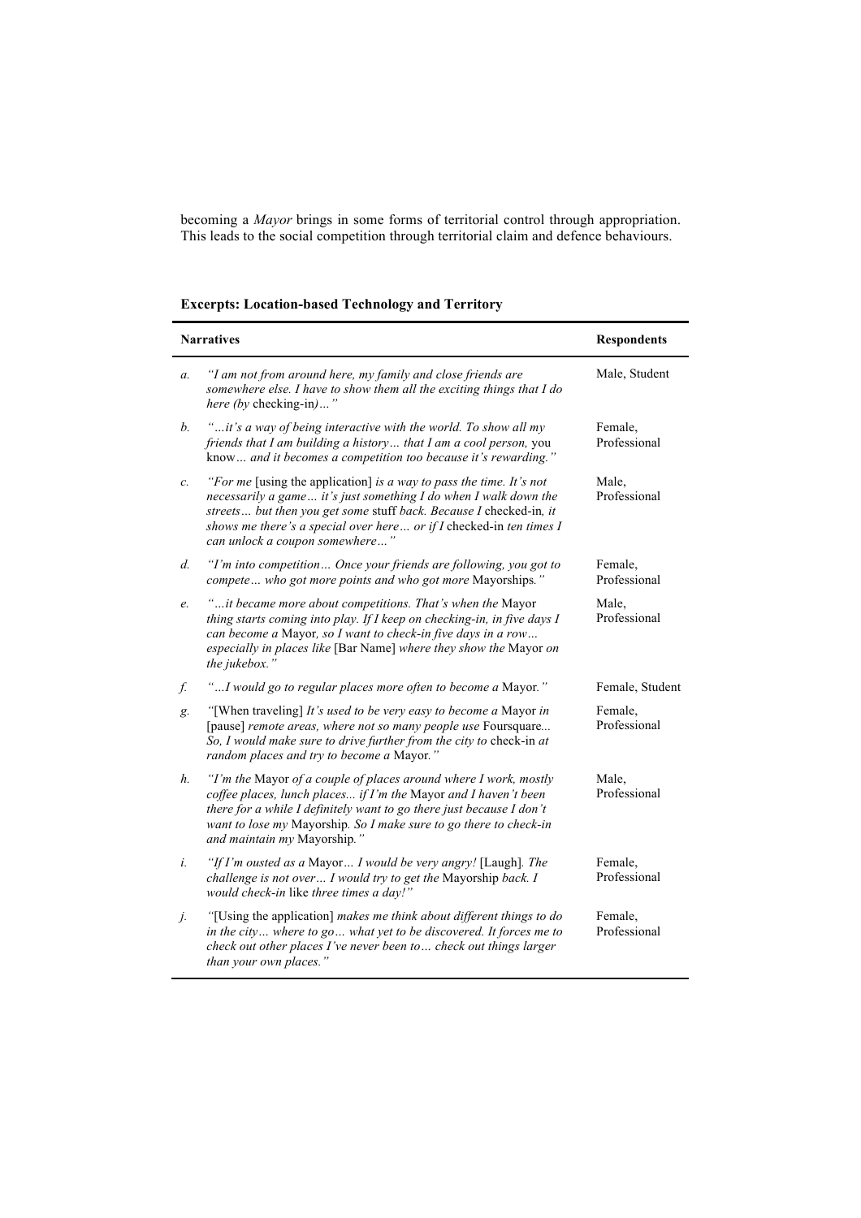becoming a *Mayor* brings in some forms of territorial control through appropriation. This leads to the social competition through territorial claim and defence behaviours.

**Excerpts: Location-based Technology and Territory**

| | Narratives | Respondents |
|---|---|---|
| *a.* | *"I am not from around here, my family and close friends are somewhere else. I have to show them all the exciting things that I do here (by* checking-in*)…"* | Male, Student |
| *b.* | *"…it's a way of being interactive with the world. To show all my friends that I am building a history… that I am a cool person,* you know*… and it becomes a competition too because it's rewarding."* | Female, Professional |
| *c.* | *"For me* [using the application] *is a way to pass the time. It's not necessarily a game… it's just something I do when I walk down the streets… but then you get some* stuff *back. Because I* checked-in*, it shows me there's a special over here… or if I* checked-in *ten times I can unlock a coupon somewhere…"* | Male, Professional |
| *d.* | *"I'm into competition… Once your friends are following, you got to compete… who got more points and who got more* Mayorships*."* | Female, Professional |
| *e.* | *"…it became more about competitions. That's when the* Mayor *thing starts coming into play. If I keep on checking-in, in five days I can become a* Mayor*, so I want to check-in five days in a row… especially in places like* [Bar Name] *where they show the* Mayor *on the jukebox."* | Male, Professional |
| *f.* | *"…I would go to regular places more often to become a* Mayor*."* | Female, Student |
| *g.* | *"*[When traveling] *It's used to be very easy to become a* Mayor *in* [pause] *remote areas, where not so many people use* Foursquare*... So, I would make sure to drive further from the city to* check-in *at random places and try to become a* Mayor*."* | Female, Professional |
| *h.* | *"I'm the* Mayor *of a couple of places around where I work, mostly coffee places, lunch places... if I'm the* Mayor *and I haven't been there for a while I definitely want to go there just because I don't want to lose my* Mayorship*. So I make sure to go there to check-in and maintain my* Mayorship*."* | Male, Professional |
| *i.* | *"If I'm ousted as a* Mayor*… I would be very angry!* [Laugh]*. The challenge is not over… I would try to get the* Mayorship *back. I would check-in* like *three times a day!"* | Female, Professional |
| *j.* | *"*[Using the application] *makes me think about different things to do in the city… where to go… what yet to be discovered. It forces me to check out other places I've never been to… check out things larger than your own places."* | Female, Professional |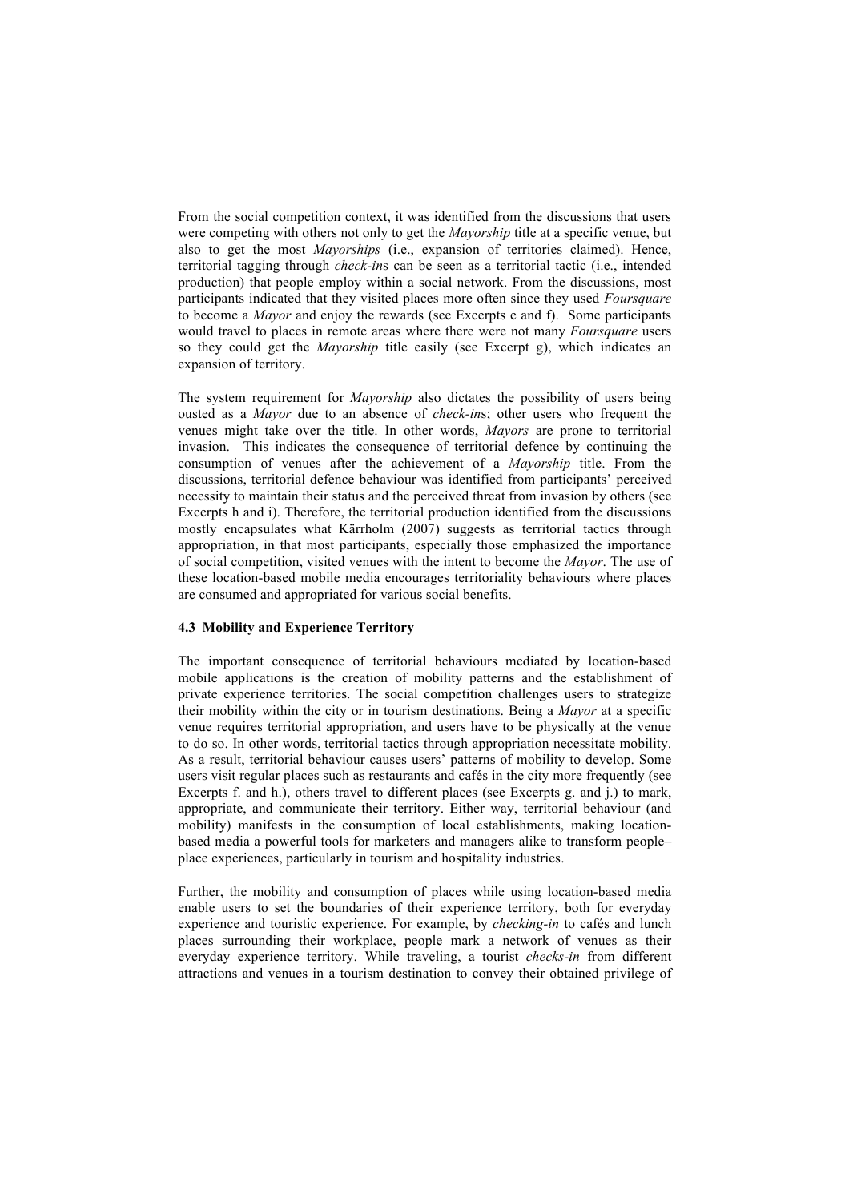From the social competition context, it was identified from the discussions that users were competing with others not only to get the *Mayorship* title at a specific venue, but also to get the most *Mayorships* (i.e., expansion of territories claimed). Hence, territorial tagging through *check-in*s can be seen as a territorial tactic (i.e., intended production) that people employ within a social network. From the discussions, most participants indicated that they visited places more often since they used *Foursquare* to become a *Mayor* and enjoy the rewards (see Excerpts e and f). Some participants would travel to places in remote areas where there were not many *Foursquare* users so they could get the *Mayorship* title easily (see Excerpt g), which indicates an expansion of territory.

The system requirement for *Mayorship* also dictates the possibility of users being ousted as a *Mayor* due to an absence of *check-in*s; other users who frequent the venues might take over the title. In other words, *Mayors* are prone to territorial invasion. This indicates the consequence of territorial defence by continuing the consumption of venues after the achievement of a *Mayorship* title. From the discussions, territorial defence behaviour was identified from participants' perceived necessity to maintain their status and the perceived threat from invasion by others (see Excerpts h and i). Therefore, the territorial production identified from the discussions mostly encapsulates what Kärrholm (2007) suggests as territorial tactics through appropriation, in that most participants, especially those emphasized the importance of social competition, visited venues with the intent to become the *Mayor*. The use of these location-based mobile media encourages territoriality behaviours where places are consumed and appropriated for various social benefits.

### 4.3 Mobility and Experience Territory

The important consequence of territorial behaviours mediated by location-based mobile applications is the creation of mobility patterns and the establishment of private experience territories. The social competition challenges users to strategize their mobility within the city or in tourism destinations. Being a *Mayor* at a specific venue requires territorial appropriation, and users have to be physically at the venue to do so. In other words, territorial tactics through appropriation necessitate mobility. As a result, territorial behaviour causes users' patterns of mobility to develop. Some users visit regular places such as restaurants and cafés in the city more frequently (see Excerpts f. and h.), others travel to different places (see Excerpts g. and j.) to mark, appropriate, and communicate their territory. Either way, territorial behaviour (and mobility) manifests in the consumption of local establishments, making location-based media a powerful tools for marketers and managers alike to transform people–place experiences, particularly in tourism and hospitality industries.

Further, the mobility and consumption of places while using location-based media enable users to set the boundaries of their experience territory, both for everyday experience and touristic experience. For example, by *checking-in* to cafés and lunch places surrounding their workplace, people mark a network of venues as their everyday experience territory. While traveling, a tourist *checks-in* from different attractions and venues in a tourism destination to convey their obtained privilege of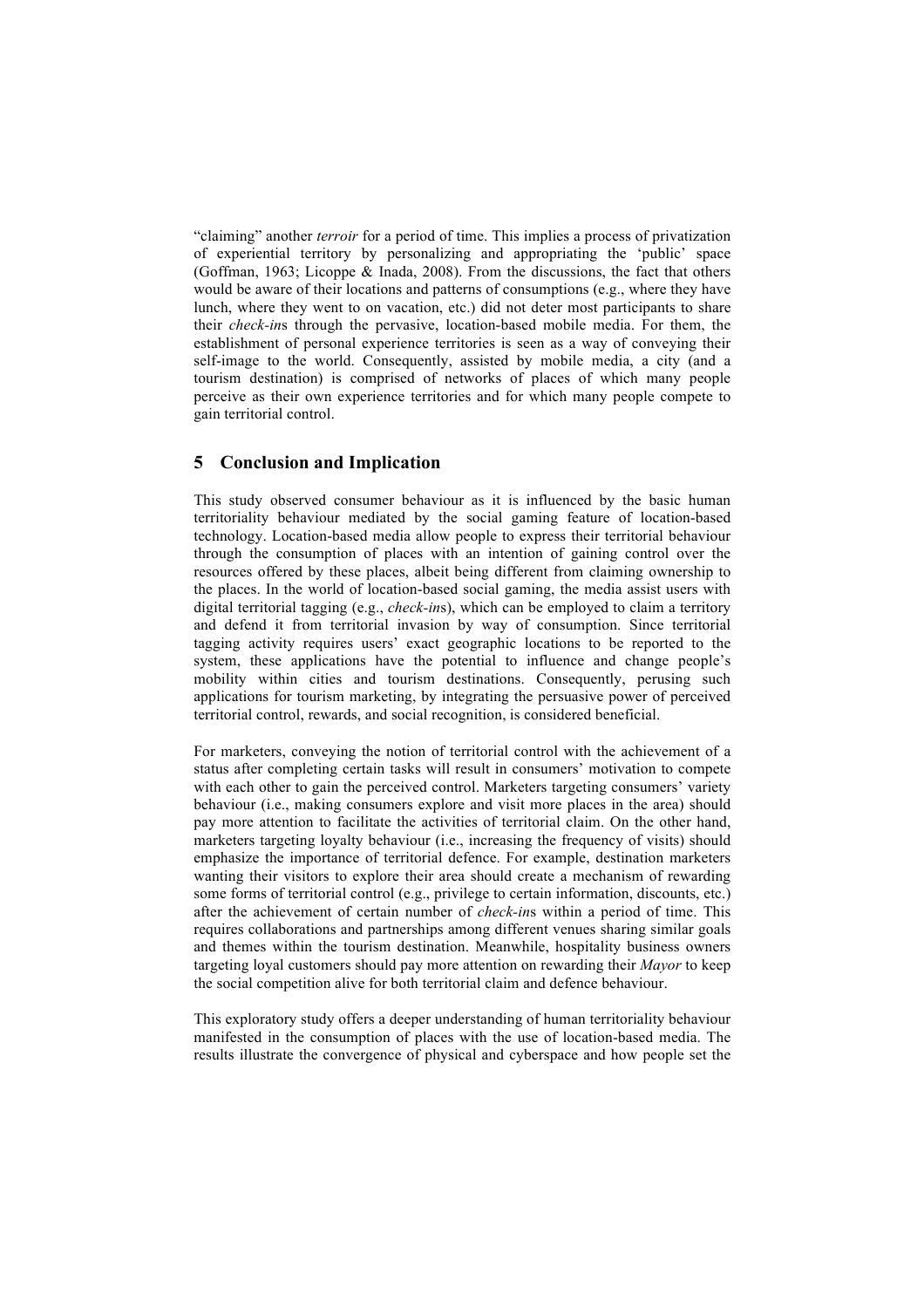"claiming" another *terroir* for a period of time. This implies a process of privatization of experiential territory by personalizing and appropriating the 'public' space (Goffman, 1963; Licoppe & Inada, 2008). From the discussions, the fact that others would be aware of their locations and patterns of consumptions (e.g., where they have lunch, where they went to on vacation, etc.) did not deter most participants to share their *check-in*s through the pervasive, location-based mobile media. For them, the establishment of personal experience territories is seen as a way of conveying their self-image to the world. Consequently, assisted by mobile media, a city (and a tourism destination) is comprised of networks of places of which many people perceive as their own experience territories and for which many people compete to gain territorial control.

## 5 Conclusion and Implication

This study observed consumer behaviour as it is influenced by the basic human territoriality behaviour mediated by the social gaming feature of location-based technology. Location-based media allow people to express their territorial behaviour through the consumption of places with an intention of gaining control over the resources offered by these places, albeit being different from claiming ownership to the places. In the world of location-based social gaming, the media assist users with digital territorial tagging (e.g., *check-in*s), which can be employed to claim a territory and defend it from territorial invasion by way of consumption. Since territorial tagging activity requires users' exact geographic locations to be reported to the system, these applications have the potential to influence and change people's mobility within cities and tourism destinations. Consequently, perusing such applications for tourism marketing, by integrating the persuasive power of perceived territorial control, rewards, and social recognition, is considered beneficial.

For marketers, conveying the notion of territorial control with the achievement of a status after completing certain tasks will result in consumers' motivation to compete with each other to gain the perceived control. Marketers targeting consumers' variety behaviour (i.e., making consumers explore and visit more places in the area) should pay more attention to facilitate the activities of territorial claim. On the other hand, marketers targeting loyalty behaviour (i.e., increasing the frequency of visits) should emphasize the importance of territorial defence. For example, destination marketers wanting their visitors to explore their area should create a mechanism of rewarding some forms of territorial control (e.g., privilege to certain information, discounts, etc.) after the achievement of certain number of *check-in*s within a period of time. This requires collaborations and partnerships among different venues sharing similar goals and themes within the tourism destination. Meanwhile, hospitality business owners targeting loyal customers should pay more attention on rewarding their *Mayor* to keep the social competition alive for both territorial claim and defence behaviour.

This exploratory study offers a deeper understanding of human territoriality behaviour manifested in the consumption of places with the use of location-based media. The results illustrate the convergence of physical and cyberspace and how people set the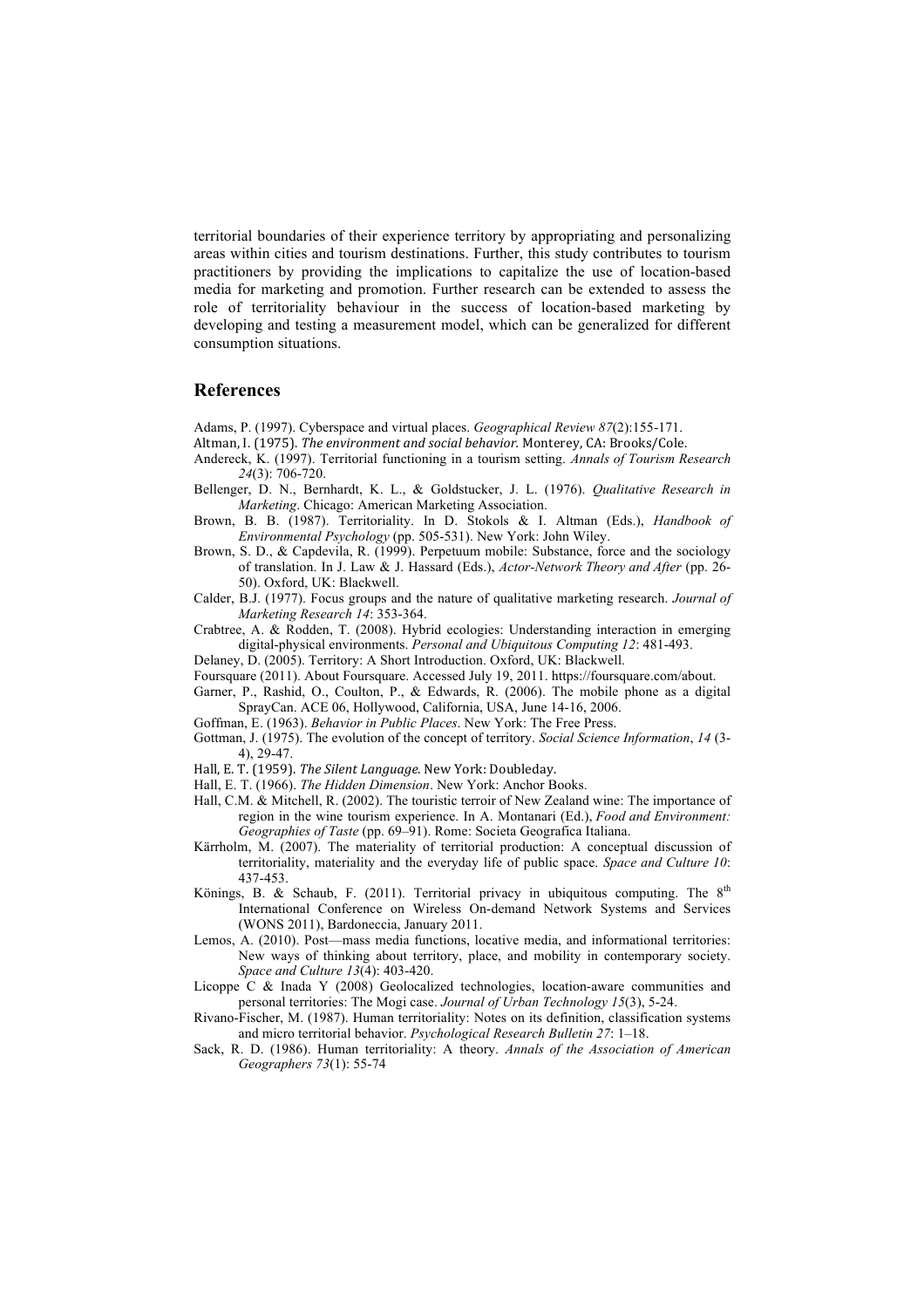territorial boundaries of their experience territory by appropriating and personalizing areas within cities and tourism destinations. Further, this study contributes to tourism practitioners by providing the implications to capitalize the use of location-based media for marketing and promotion. Further research can be extended to assess the role of territoriality behaviour in the success of location-based marketing by developing and testing a measurement model, which can be generalized for different consumption situations.

## References

Adams, P. (1997). Cyberspace and virtual places. *Geographical Review 87*(2):155-171.

Altman, I. (1975). *The environment and social behavior.* Monterey, CA: Brooks/Cole.

Andereck, K. (1997). Territorial functioning in a tourism setting. *Annals of Tourism Research 24*(3): 706-720.

Bellenger, D. N., Bernhardt, K. L., & Goldstucker, J. L. (1976). *Qualitative Research in Marketing*. Chicago: American Marketing Association.

Brown, B. B. (1987). Territoriality. In D. Stokols & I. Altman (Eds.), *Handbook of Environmental Psychology* (pp. 505-531). New York: John Wiley.

Brown, S. D., & Capdevila, R. (1999). Perpetuum mobile: Substance, force and the sociology of translation. In J. Law & J. Hassard (Eds.), *Actor-Network Theory and After* (pp. 26-50). Oxford, UK: Blackwell.

Calder, B.J. (1977). Focus groups and the nature of qualitative marketing research. *Journal of Marketing Research 14*: 353-364.

Crabtree, A. & Rodden, T. (2008). Hybrid ecologies: Understanding interaction in emerging digital-physical environments. *Personal and Ubiquitous Computing 12*: 481-493.

Delaney, D. (2005). Territory: A Short Introduction. Oxford, UK: Blackwell.

Foursquare (2011). About Foursquare. Accessed July 19, 2011. https://foursquare.com/about.

Garner, P., Rashid, O., Coulton, P., & Edwards, R. (2006). The mobile phone as a digital SprayCan. ACE 06, Hollywood, California, USA, June 14-16, 2006.

Goffman, E. (1963). *Behavior in Public Places*. New York: The Free Press.

Gottman, J. (1975). The evolution of the concept of territory. *Social Science Information*, *14* (3-4), 29-47.

Hall, E. T. (1959). *The Silent Language.* New York: Doubleday.

Hall, E. T. (1966). *The Hidden Dimension*. New York: Anchor Books.

Hall, C.M. & Mitchell, R. (2002). The touristic terroir of New Zealand wine: The importance of region in the wine tourism experience. In A. Montanari (Ed.), *Food and Environment: Geographies of Taste* (pp. 69–91). Rome: Societa Geografica Italiana.

Kärrholm, M. (2007). The materiality of territorial production: A conceptual discussion of territoriality, materiality and the everyday life of public space. *Space and Culture 10*: 437-453.

Könings, B. & Schaub, F. (2011). Territorial privacy in ubiquitous computing. The 8th International Conference on Wireless On-demand Network Systems and Services (WONS 2011), Bardoneccia, January 2011.

Lemos, A. (2010). Post—mass media functions, locative media, and informational territories: New ways of thinking about territory, place, and mobility in contemporary society. *Space and Culture 13*(4): 403-420.

Licoppe C & Inada Y (2008) Geolocalized technologies, location-aware communities and personal territories: The Mogi case. *Journal of Urban Technology 15*(3), 5-24.

Rivano-Fischer, M. (1987). Human territoriality: Notes on its definition, classification systems and micro territorial behavior. *Psychological Research Bulletin 27*: 1–18.

Sack, R. D. (1986). Human territoriality: A theory. *Annals of the Association of American Geographers 73*(1): 55-74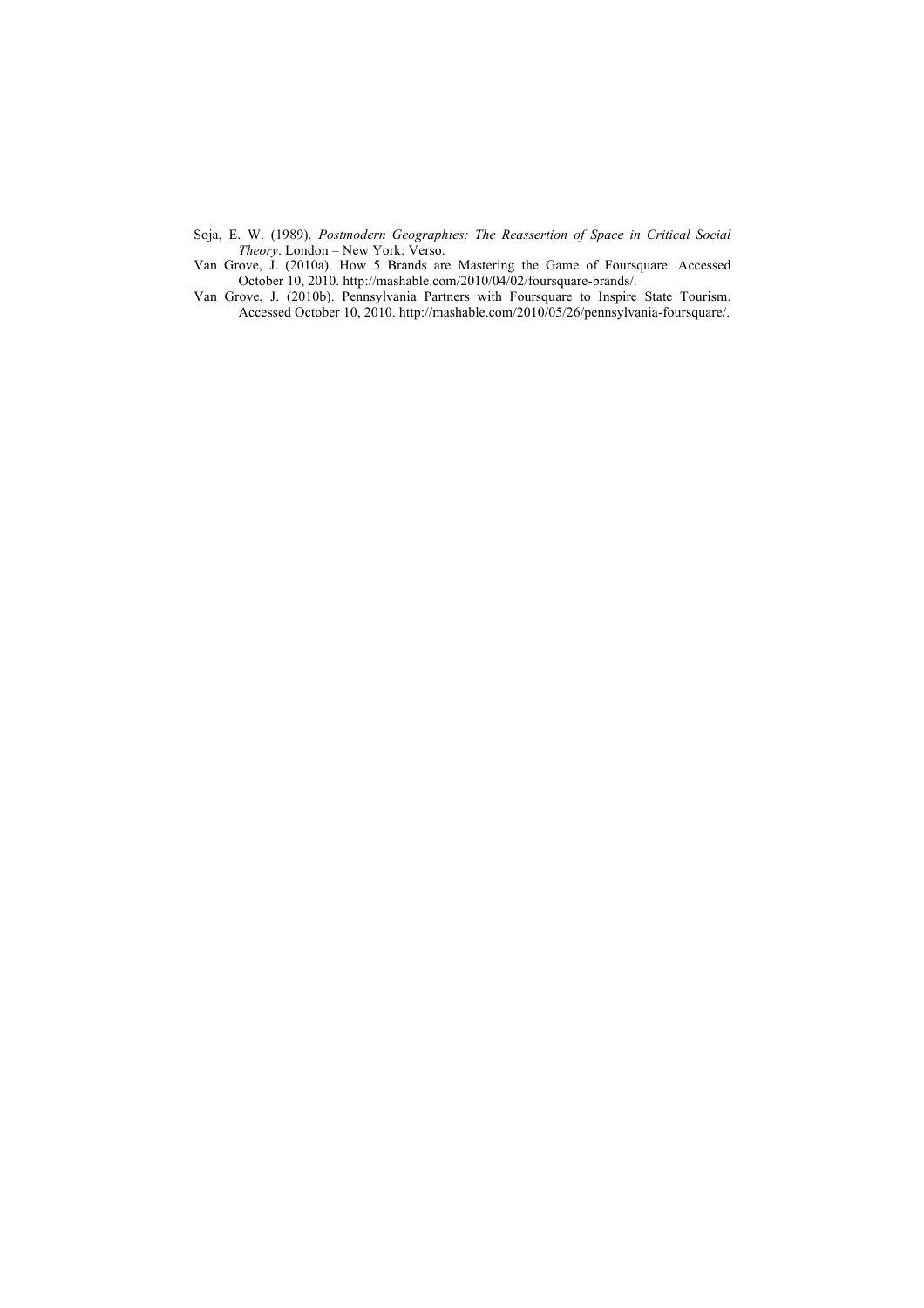Soja, E. W. (1989). *Postmodern Geographies: The Reassertion of Space in Critical Social Theory*. London – New York: Verso.

Van Grove, J. (2010a). How 5 Brands are Mastering the Game of Foursquare. Accessed October 10, 2010. http://mashable.com/2010/04/02/foursquare-brands/.

Van Grove, J. (2010b). Pennsylvania Partners with Foursquare to Inspire State Tourism. Accessed October 10, 2010. http://mashable.com/2010/05/26/pennsylvania-foursquare/.